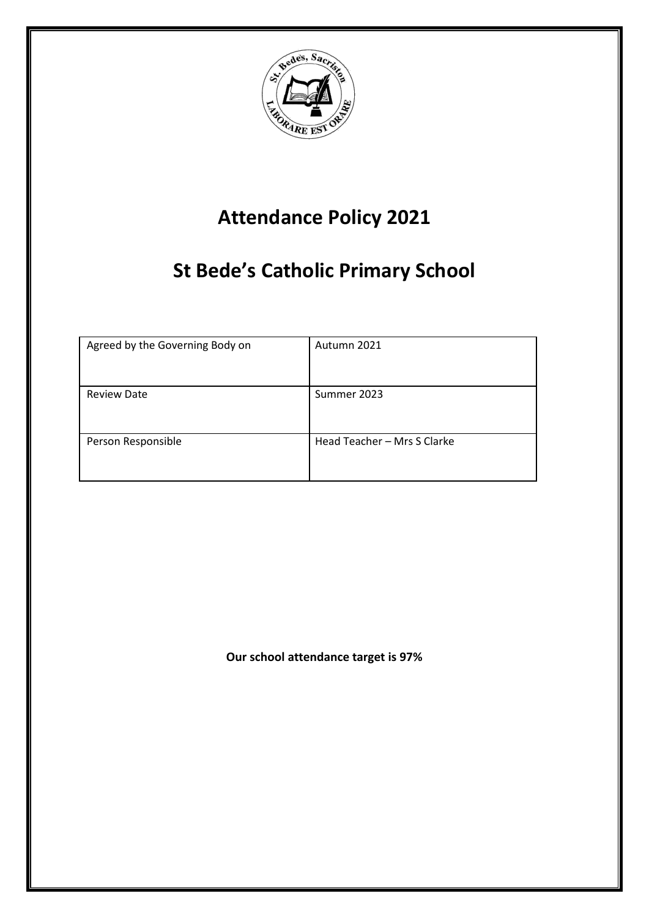# Attendance Policy 2021

# St Bede's Catholic Primary School

| Agreed by the Governing Body on | Autumn 2021 |
| --- | --- |
| Review Date | Summer 2023 |
| Person Responsible | Head Teacher – Mrs S Clarke |

**Our school attendance target is 97%**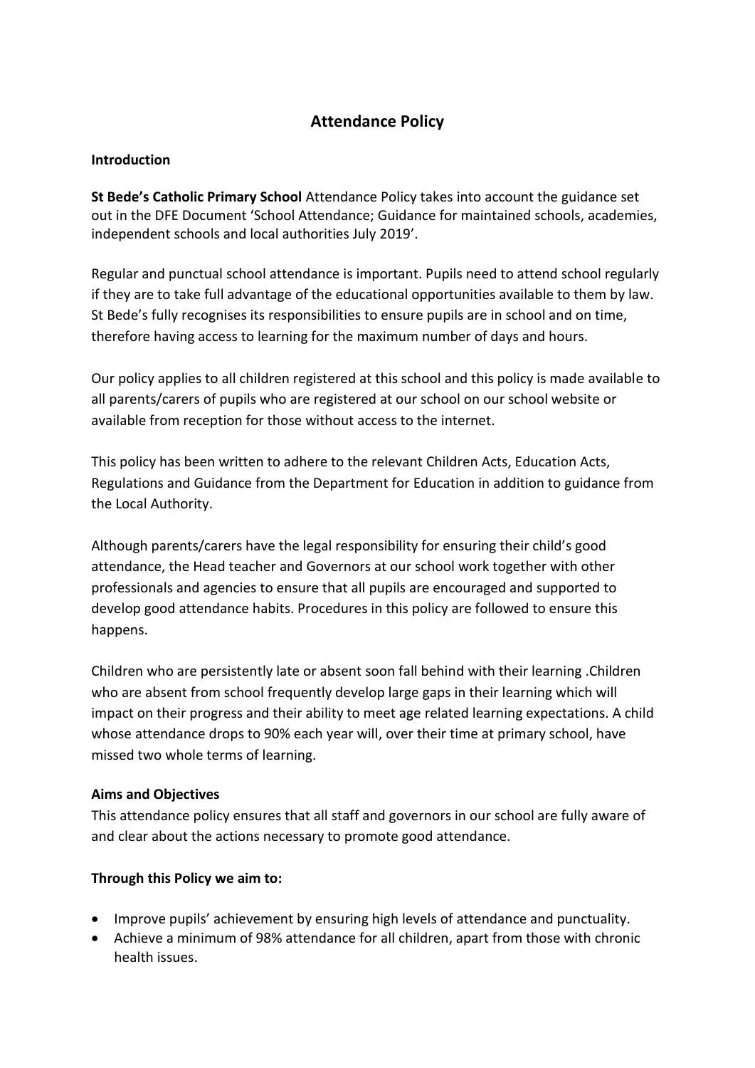# Attendance Policy

**Introduction**

**St Bede's Catholic Primary School** Attendance Policy takes into account the guidance set out in the DFE Document 'School Attendance; Guidance for maintained schools, academies, independent schools and local authorities July 2019'.

Regular and punctual school attendance is important. Pupils need to attend school regularly if they are to take full advantage of the educational opportunities available to them by law. St Bede's fully recognises its responsibilities to ensure pupils are in school and on time, therefore having access to learning for the maximum number of days and hours.

Our policy applies to all children registered at this school and this policy is made available to all parents/carers of pupils who are registered at our school on our school website or available from reception for those without access to the internet.

This policy has been written to adhere to the relevant Children Acts, Education Acts, Regulations and Guidance from the Department for Education in addition to guidance from the Local Authority.

Although parents/carers have the legal responsibility for ensuring their child's good attendance, the Head teacher and Governors at our school work together with other professionals and agencies to ensure that all pupils are encouraged and supported to develop good attendance habits. Procedures in this policy are followed to ensure this happens.

Children who are persistently late or absent soon fall behind with their learning .Children who are absent from school frequently develop large gaps in their learning which will impact on their progress and their ability to meet age related learning expectations. A child whose attendance drops to 90% each year will, over their time at primary school, have missed two whole terms of learning.

**Aims and Objectives**

This attendance policy ensures that all staff and governors in our school are fully aware of and clear about the actions necessary to promote good attendance.

**Through this Policy we aim to:**

- Improve pupils' achievement by ensuring high levels of attendance and punctuality.
- Achieve a minimum of 98% attendance for all children, apart from those with chronic health issues.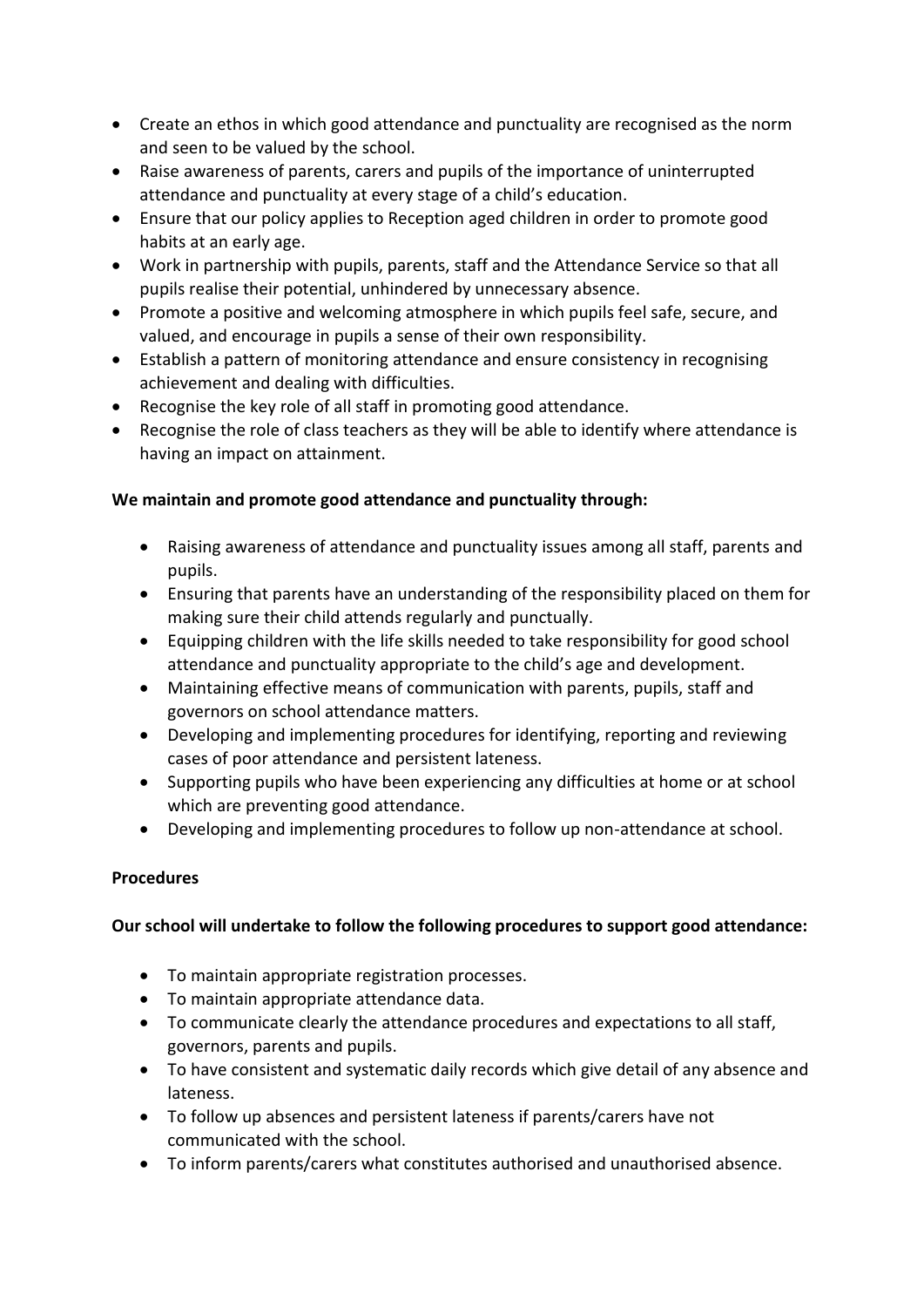- Create an ethos in which good attendance and punctuality are recognised as the norm and seen to be valued by the school.
- Raise awareness of parents, carers and pupils of the importance of uninterrupted attendance and punctuality at every stage of a child's education.
- Ensure that our policy applies to Reception aged children in order to promote good habits at an early age.
- Work in partnership with pupils, parents, staff and the Attendance Service so that all pupils realise their potential, unhindered by unnecessary absence.
- Promote a positive and welcoming atmosphere in which pupils feel safe, secure, and valued, and encourage in pupils a sense of their own responsibility.
- Establish a pattern of monitoring attendance and ensure consistency in recognising achievement and dealing with difficulties.
- Recognise the key role of all staff in promoting good attendance.
- Recognise the role of class teachers as they will be able to identify where attendance is having an impact on attainment.

**We maintain and promote good attendance and punctuality through:**

- Raising awareness of attendance and punctuality issues among all staff, parents and pupils.
- Ensuring that parents have an understanding of the responsibility placed on them for making sure their child attends regularly and punctually.
- Equipping children with the life skills needed to take responsibility for good school attendance and punctuality appropriate to the child's age and development.
- Maintaining effective means of communication with parents, pupils, staff and governors on school attendance matters.
- Developing and implementing procedures for identifying, reporting and reviewing cases of poor attendance and persistent lateness.
- Supporting pupils who have been experiencing any difficulties at home or at school which are preventing good attendance.
- Developing and implementing procedures to follow up non-attendance at school.

**Procedures**

**Our school will undertake to follow the following procedures to support good attendance:**

- To maintain appropriate registration processes.
- To maintain appropriate attendance data.
- To communicate clearly the attendance procedures and expectations to all staff, governors, parents and pupils.
- To have consistent and systematic daily records which give detail of any absence and lateness.
- To follow up absences and persistent lateness if parents/carers have not communicated with the school.
- To inform parents/carers what constitutes authorised and unauthorised absence.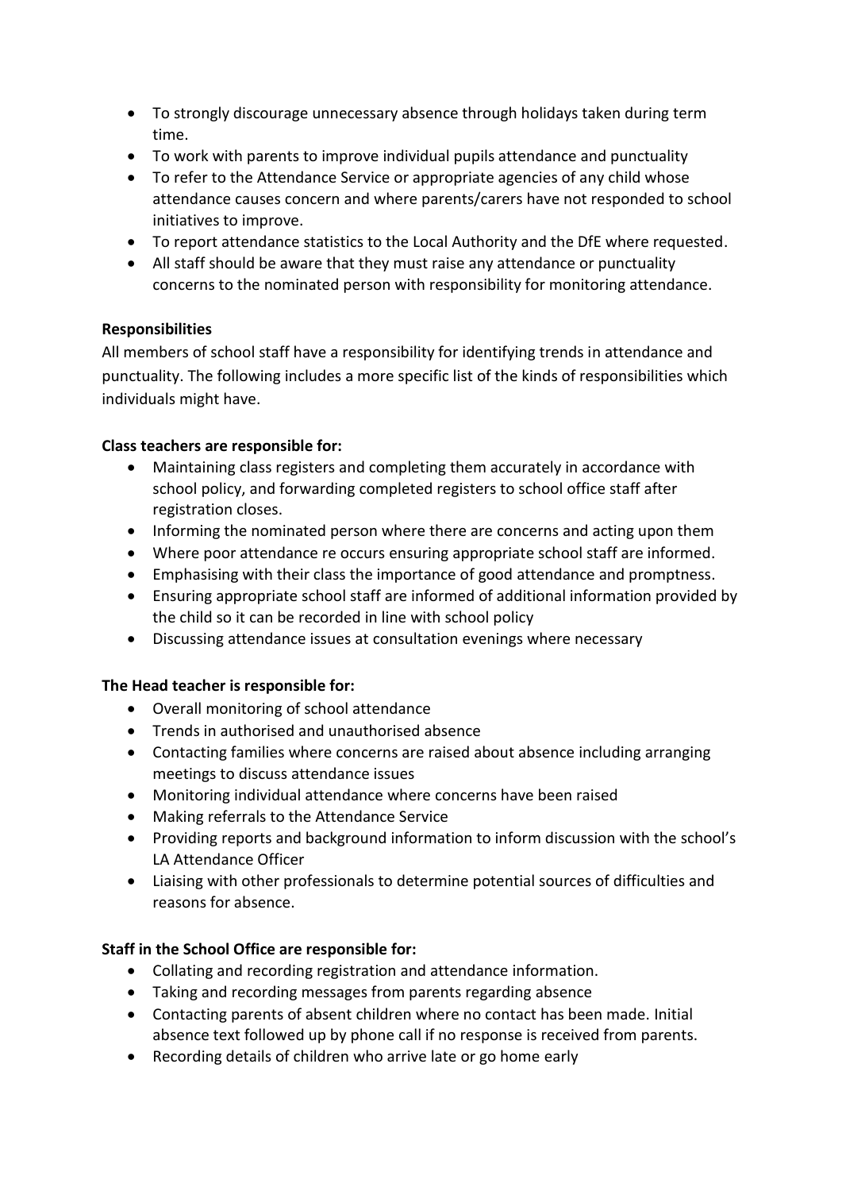- To strongly discourage unnecessary absence through holidays taken during term time.
- To work with parents to improve individual pupils attendance and punctuality
- To refer to the Attendance Service or appropriate agencies of any child whose attendance causes concern and where parents/carers have not responded to school initiatives to improve.
- To report attendance statistics to the Local Authority and the DfE where requested.
- All staff should be aware that they must raise any attendance or punctuality concerns to the nominated person with responsibility for monitoring attendance.

**Responsibilities**

All members of school staff have a responsibility for identifying trends in attendance and punctuality. The following includes a more specific list of the kinds of responsibilities which individuals might have.

**Class teachers are responsible for:**

- Maintaining class registers and completing them accurately in accordance with school policy, and forwarding completed registers to school office staff after registration closes.
- Informing the nominated person where there are concerns and acting upon them
- Where poor attendance re occurs ensuring appropriate school staff are informed.
- Emphasising with their class the importance of good attendance and promptness.
- Ensuring appropriate school staff are informed of additional information provided by the child so it can be recorded in line with school policy
- Discussing attendance issues at consultation evenings where necessary

**The Head teacher is responsible for:**

- Overall monitoring of school attendance
- Trends in authorised and unauthorised absence
- Contacting families where concerns are raised about absence including arranging meetings to discuss attendance issues
- Monitoring individual attendance where concerns have been raised
- Making referrals to the Attendance Service
- Providing reports and background information to inform discussion with the school's LA Attendance Officer
- Liaising with other professionals to determine potential sources of difficulties and reasons for absence.

**Staff in the School Office are responsible for:**

- Collating and recording registration and attendance information.
- Taking and recording messages from parents regarding absence
- Contacting parents of absent children where no contact has been made. Initial absence text followed up by phone call if no response is received from parents.
- Recording details of children who arrive late or go home early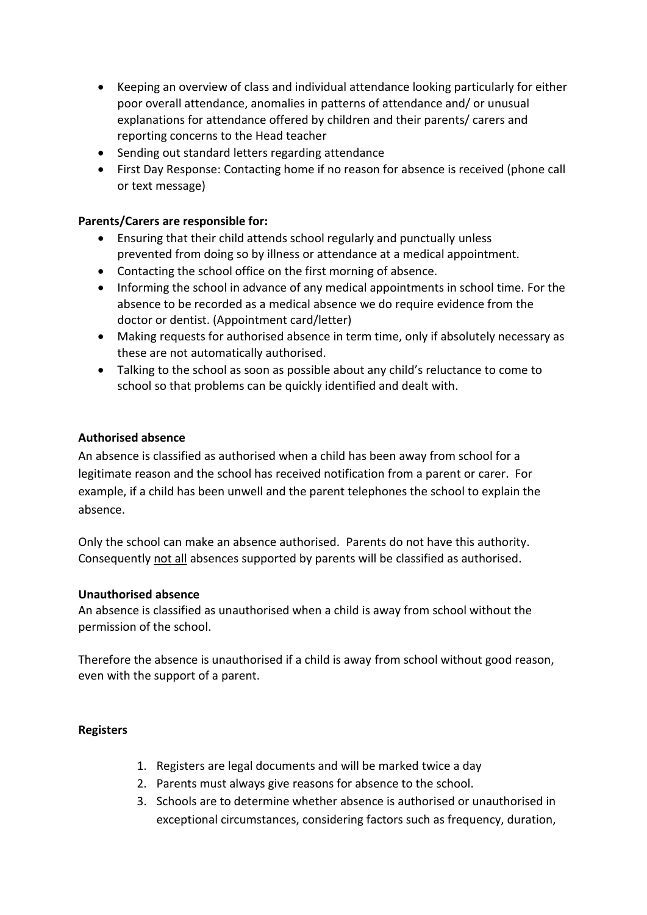- Keeping an overview of class and individual attendance looking particularly for either poor overall attendance, anomalies in patterns of attendance and/ or unusual explanations for attendance offered by children and their parents/ carers and reporting concerns to the Head teacher
- Sending out standard letters regarding attendance
- First Day Response: Contacting home if no reason for absence is received (phone call or text message)

**Parents/Carers are responsible for:**

- Ensuring that their child attends school regularly and punctually unless prevented from doing so by illness or attendance at a medical appointment.
- Contacting the school office on the first morning of absence.
- Informing the school in advance of any medical appointments in school time. For the absence to be recorded as a medical absence we do require evidence from the doctor or dentist. (Appointment card/letter)
- Making requests for authorised absence in term time, only if absolutely necessary as these are not automatically authorised.
- Talking to the school as soon as possible about any child's reluctance to come to school so that problems can be quickly identified and dealt with.

**Authorised absence**

An absence is classified as authorised when a child has been away from school for a legitimate reason and the school has received notification from a parent or carer. For example, if a child has been unwell and the parent telephones the school to explain the absence.

Only the school can make an absence authorised. Parents do not have this authority. Consequently <u>not all</u> absences supported by parents will be classified as authorised.

**Unauthorised absence**

An absence is classified as unauthorised when a child is away from school without the permission of the school.

Therefore the absence is unauthorised if a child is away from school without good reason, even with the support of a parent.

**Registers**

1. Registers are legal documents and will be marked twice a day
2. Parents must always give reasons for absence to the school.
3. Schools are to determine whether absence is authorised or unauthorised in exceptional circumstances, considering factors such as frequency, duration,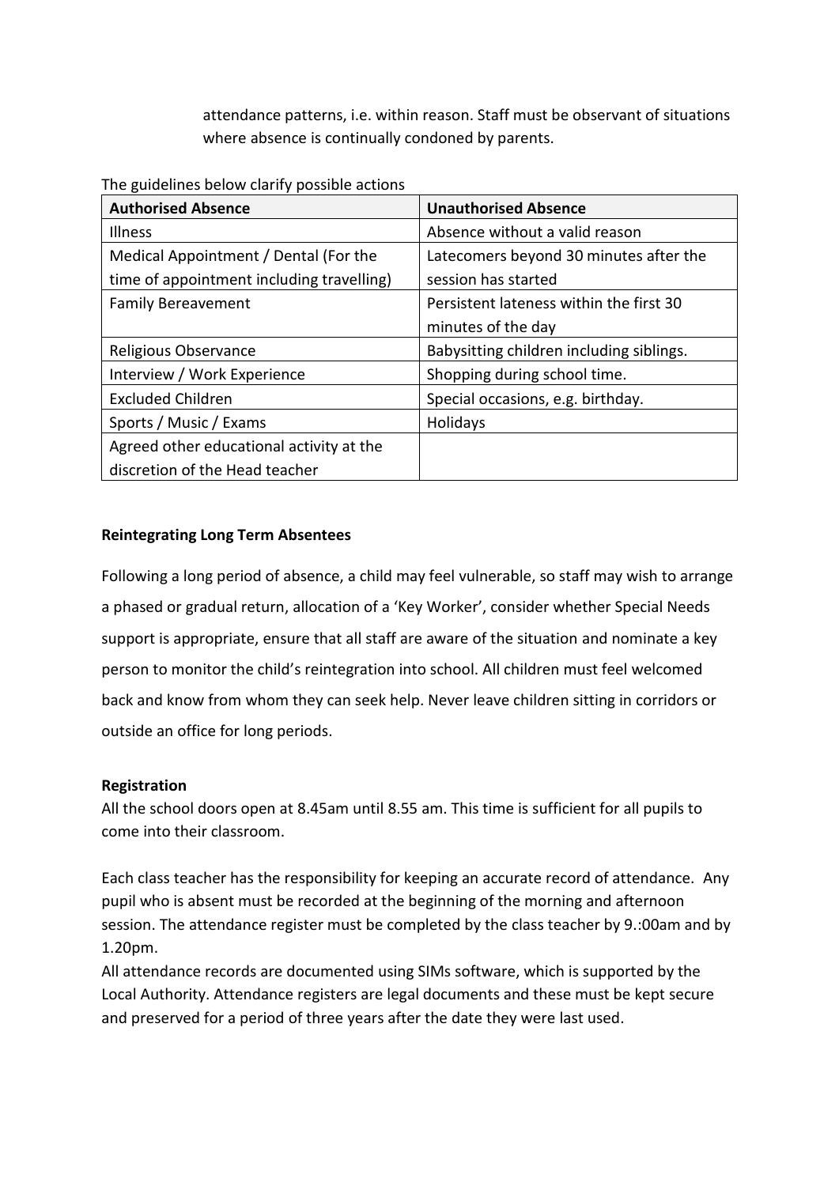attendance patterns, i.e. within reason. Staff must be observant of situations where absence is continually condoned by parents.

The guidelines below clarify possible actions

| Authorised Absence | Unauthorised Absence |
| --- | --- |
| Illness | Absence without a valid reason |
| Medical Appointment / Dental (For the time of appointment including travelling) | Latecomers beyond 30 minutes after the session has started |
| Family Bereavement | Persistent lateness within the first 30 minutes of the day |
| Religious Observance | Babysitting children including siblings. |
| Interview / Work Experience | Shopping during school time. |
| Excluded Children | Special occasions, e.g. birthday. |
| Sports / Music / Exams | Holidays |
| Agreed other educational activity at the discretion of the Head teacher | |

**Reintegrating Long Term Absentees**

Following a long period of absence, a child may feel vulnerable, so staff may wish to arrange a phased or gradual return, allocation of a 'Key Worker', consider whether Special Needs support is appropriate, ensure that all staff are aware of the situation and nominate a key person to monitor the child's reintegration into school. All children must feel welcomed back and know from whom they can seek help. Never leave children sitting in corridors or outside an office for long periods.

**Registration**

All the school doors open at 8.45am until 8.55 am. This time is sufficient for all pupils to come into their classroom.

Each class teacher has the responsibility for keeping an accurate record of attendance. Any pupil who is absent must be recorded at the beginning of the morning and afternoon session. The attendance register must be completed by the class teacher by 9.:00am and by 1.20pm.

All attendance records are documented using SIMs software, which is supported by the Local Authority. Attendance registers are legal documents and these must be kept secure and preserved for a period of three years after the date they were last used.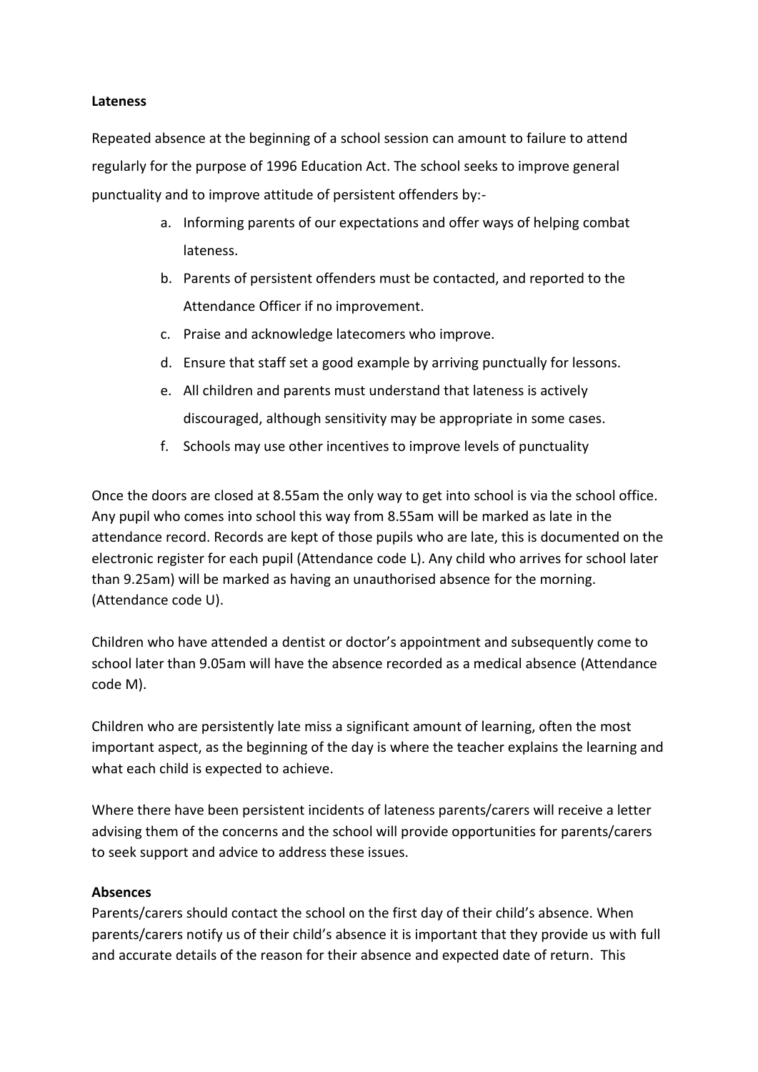**Lateness**

Repeated absence at the beginning of a school session can amount to failure to attend regularly for the purpose of 1996 Education Act. The school seeks to improve general punctuality and to improve attitude of persistent offenders by:-

a. Informing parents of our expectations and offer ways of helping combat lateness.
b. Parents of persistent offenders must be contacted, and reported to the Attendance Officer if no improvement.
c. Praise and acknowledge latecomers who improve.
d. Ensure that staff set a good example by arriving punctually for lessons.
e. All children and parents must understand that lateness is actively discouraged, although sensitivity may be appropriate in some cases.
f. Schools may use other incentives to improve levels of punctuality

Once the doors are closed at 8.55am the only way to get into school is via the school office. Any pupil who comes into school this way from 8.55am will be marked as late in the attendance record. Records are kept of those pupils who are late, this is documented on the electronic register for each pupil (Attendance code L). Any child who arrives for school later than 9.25am) will be marked as having an unauthorised absence for the morning. (Attendance code U).

Children who have attended a dentist or doctor's appointment and subsequently come to school later than 9.05am will have the absence recorded as a medical absence (Attendance code M).

Children who are persistently late miss a significant amount of learning, often the most important aspect, as the beginning of the day is where the teacher explains the learning and what each child is expected to achieve.

Where there have been persistent incidents of lateness parents/carers will receive a letter advising them of the concerns and the school will provide opportunities for parents/carers to seek support and advice to address these issues.

**Absences**

Parents/carers should contact the school on the first day of their child's absence. When parents/carers notify us of their child's absence it is important that they provide us with full and accurate details of the reason for their absence and expected date of return. This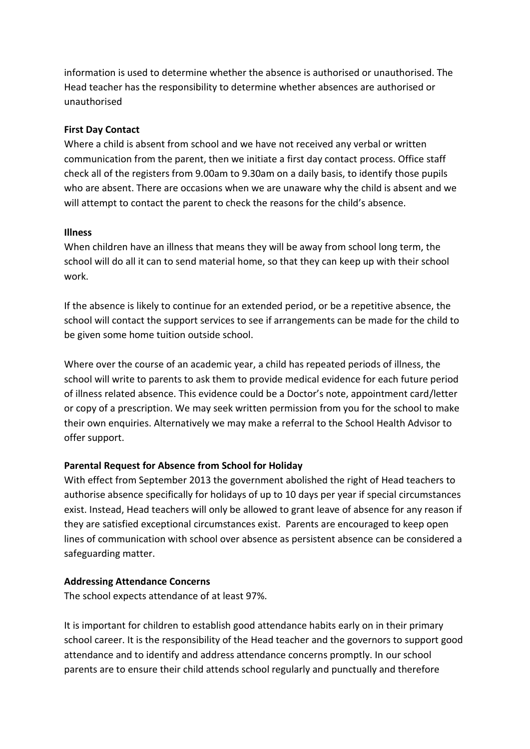information is used to determine whether the absence is authorised or unauthorised. The Head teacher has the responsibility to determine whether absences are authorised or unauthorised

**First Day Contact**

Where a child is absent from school and we have not received any verbal or written communication from the parent, then we initiate a first day contact process. Office staff check all of the registers from 9.00am to 9.30am on a daily basis, to identify those pupils who are absent. There are occasions when we are unaware why the child is absent and we will attempt to contact the parent to check the reasons for the child's absence.

**Illness**

When children have an illness that means they will be away from school long term, the school will do all it can to send material home, so that they can keep up with their school work.

If the absence is likely to continue for an extended period, or be a repetitive absence, the school will contact the support services to see if arrangements can be made for the child to be given some home tuition outside school.

Where over the course of an academic year, a child has repeated periods of illness, the school will write to parents to ask them to provide medical evidence for each future period of illness related absence. This evidence could be a Doctor's note, appointment card/letter or copy of a prescription. We may seek written permission from you for the school to make their own enquiries. Alternatively we may make a referral to the School Health Advisor to offer support.

**Parental Request for Absence from School for Holiday**

With effect from September 2013 the government abolished the right of Head teachers to authorise absence specifically for holidays of up to 10 days per year if special circumstances exist. Instead, Head teachers will only be allowed to grant leave of absence for any reason if they are satisfied exceptional circumstances exist. Parents are encouraged to keep open lines of communication with school over absence as persistent absence can be considered a safeguarding matter.

**Addressing Attendance Concerns**

The school expects attendance of at least 97%.

It is important for children to establish good attendance habits early on in their primary school career. It is the responsibility of the Head teacher and the governors to support good attendance and to identify and address attendance concerns promptly. In our school parents are to ensure their child attends school regularly and punctually and therefore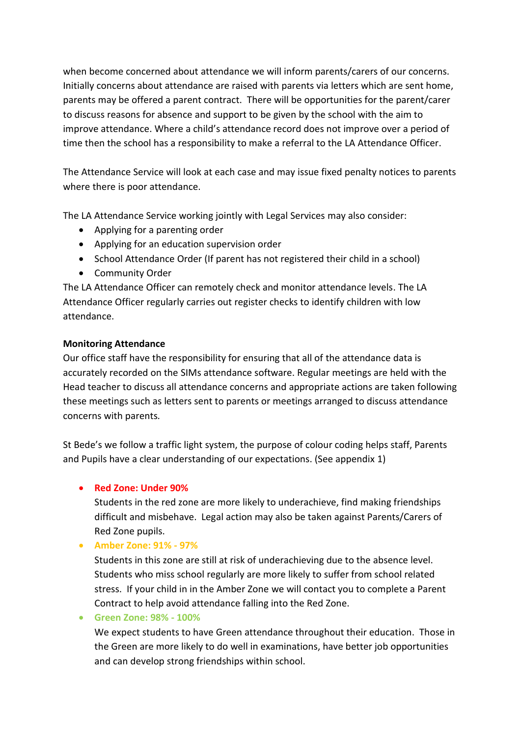when become concerned about attendance we will inform parents/carers of our concerns. Initially concerns about attendance are raised with parents via letters which are sent home, parents may be offered a parent contract. There will be opportunities for the parent/carer to discuss reasons for absence and support to be given by the school with the aim to improve attendance. Where a child's attendance record does not improve over a period of time then the school has a responsibility to make a referral to the LA Attendance Officer.

The Attendance Service will look at each case and may issue fixed penalty notices to parents where there is poor attendance.

The LA Attendance Service working jointly with Legal Services may also consider:

- Applying for a parenting order
- Applying for an education supervision order
- School Attendance Order (If parent has not registered their child in a school)
- Community Order

The LA Attendance Officer can remotely check and monitor attendance levels. The LA Attendance Officer regularly carries out register checks to identify children with low attendance.

**Monitoring Attendance**

Our office staff have the responsibility for ensuring that all of the attendance data is accurately recorded on the SIMs attendance software. Regular meetings are held with the Head teacher to discuss all attendance concerns and appropriate actions are taken following these meetings such as letters sent to parents or meetings arranged to discuss attendance concerns with parents.

St Bede's we follow a traffic light system, the purpose of colour coding helps staff, Parents and Pupils have a clear understanding of our expectations. (See appendix 1)

- **Red Zone: Under 90%**
  Students in the red zone are more likely to underachieve, find making friendships difficult and misbehave. Legal action may also be taken against Parents/Carers of Red Zone pupils.
- **Amber Zone: 91% - 97%**
  Students in this zone are still at risk of underachieving due to the absence level. Students who miss school regularly are more likely to suffer from school related stress. If your child in in the Amber Zone we will contact you to complete a Parent Contract to help avoid attendance falling into the Red Zone.
- **Green Zone: 98% - 100%**
  We expect students to have Green attendance throughout their education. Those in the Green are more likely to do well in examinations, have better job opportunities and can develop strong friendships within school.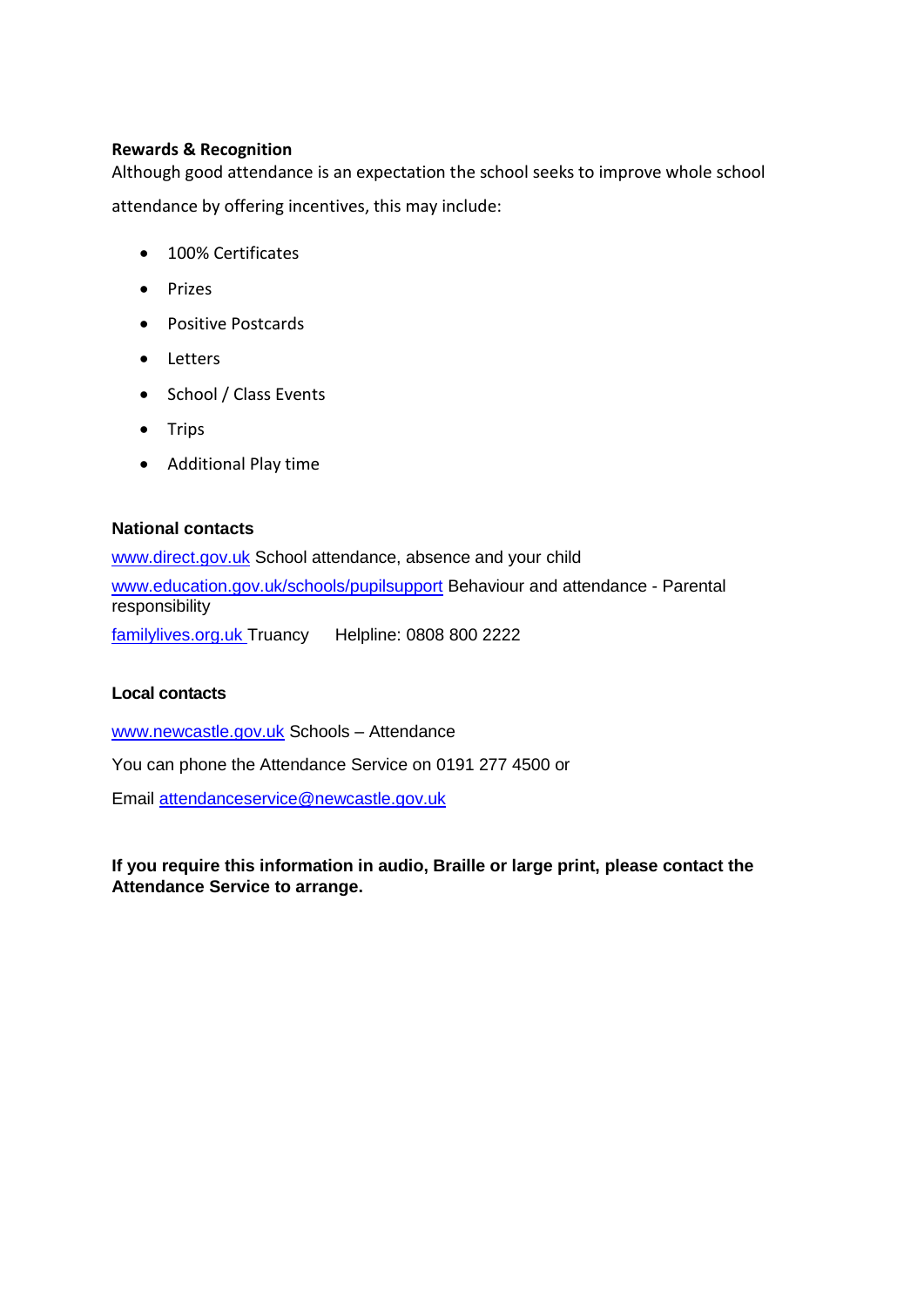**Rewards & Recognition**

Although good attendance is an expectation the school seeks to improve whole school attendance by offering incentives, this may include:

- 100% Certificates
- Prizes
- Positive Postcards
- Letters
- School / Class Events
- Trips
- Additional Play time

**National contacts**

www.direct.gov.uk School attendance, absence and your child

www.education.gov.uk/schools/pupilsupport Behaviour and attendance - Parental responsibility

familylives.org.uk Truancy Helpline: 0808 800 2222

**Local contacts**

www.newcastle.gov.uk Schools – Attendance

You can phone the Attendance Service on 0191 277 4500 or

Email attendanceservice@newcastle.gov.uk

**If you require this information in audio, Braille or large print, please contact the Attendance Service to arrange.**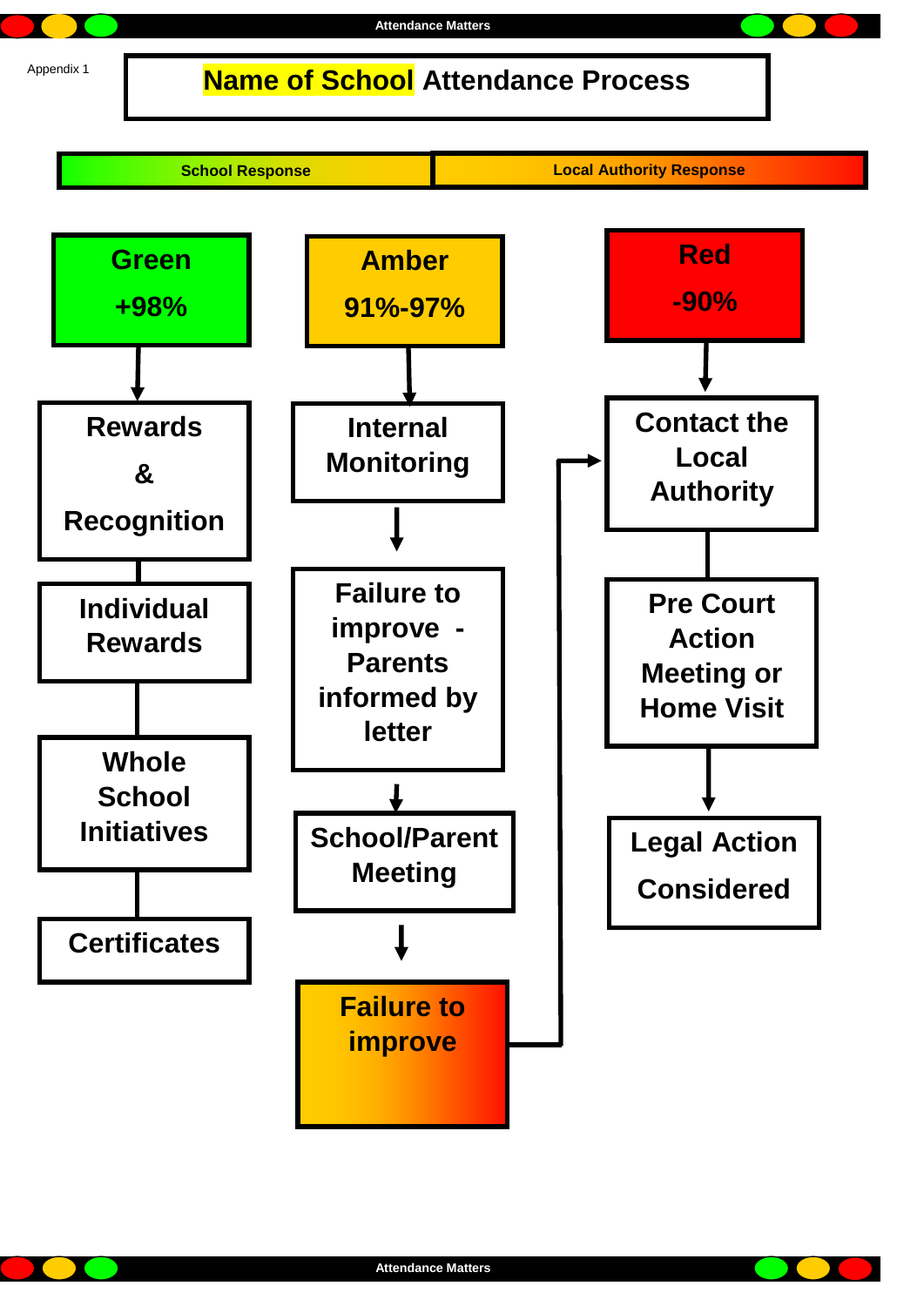Appendix 1

# Name of School Attendance Process

School Response | Local Authority Response

## Green +98%

Rewards & Recognition

Individual Rewards

Whole School Initiatives

Certificates

## Amber 91%-97%

Internal Monitoring

↓

Failure to improve - Parents informed by letter

↓

School/Parent Meeting

↓

Failure to improve → Contact the Local Authority

## Red -90%

Contact the Local Authority

Pre Court Action Meeting or Home Visit

↓

Legal Action Considered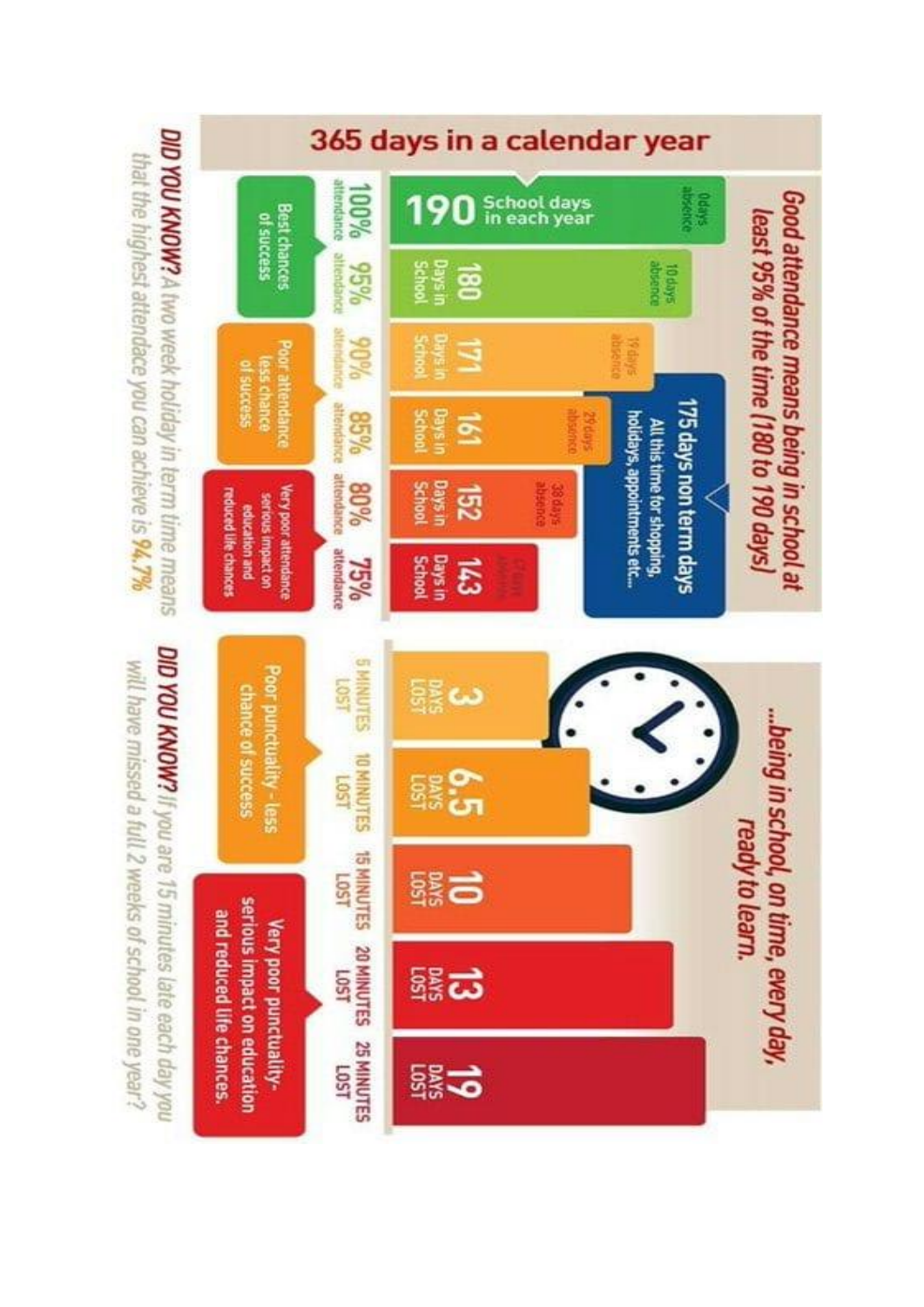# 365 days in a calendar year

## Good attendance means being in school at least 95% of the time (180 to 190 days)

190 School days in each year

0days absence

180 Days in School — 10 days absence

171 Days in School — 19 days absence

161 Days in School — 29 days absence

152 Days in School — 38 days absence

143 Days in School — 47 days absence

175 days non term days

All this time for shopping, holidays, appointments etc...

100% attendance

95% attendance

90% attendance

85% attendance

80% attendance

75% attendance

Best chances of success

Poor attendance less chance of success

Very poor attendance serious impact on education and reduced life chances

**DID YOU KNOW?** A two week holiday in term time means that the highest attendace you can achieve is **94.7%**

## ...being in school, on time, every day, ready to learn.

3 DAYS LOST — 5 MINUTES LOST

6.5 DAYS LOST — 10 MINUTES LOST

10 DAYS LOST — 15 MINUTES LOST

13 DAYS LOST — 20 MINUTES LOST

19 DAYS LOST — 25 MINUTES LOST

Poor punctuality - less chance of success

Very poor punctuality- serious impact on education and reduced life chances.

**DID YOU KNOW?** If you are 15 minutes late each day you will have missed a full 2 weeks of school in one year?